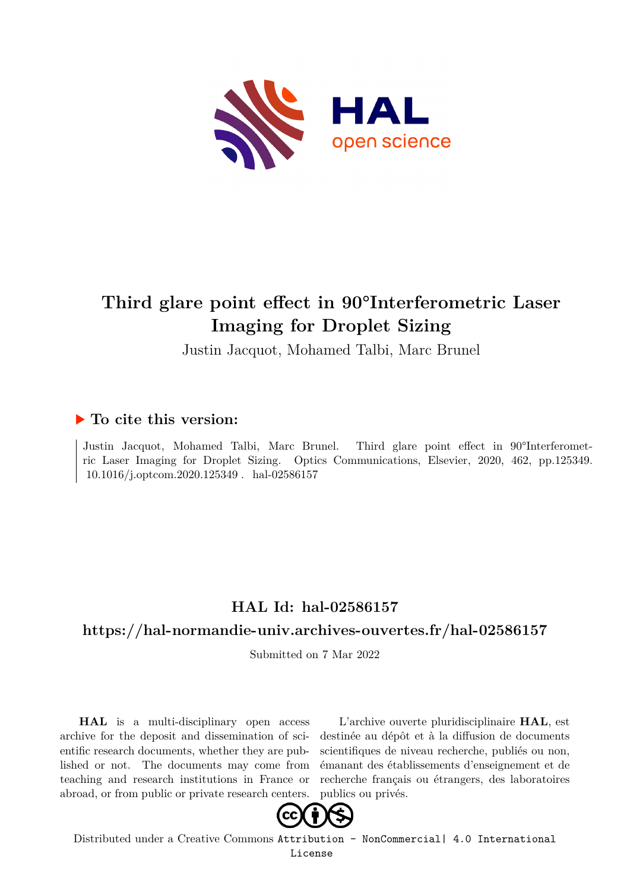# Third glare point effect in 90°Interferometric Laser Imaging for Droplet Sizing

Justin Jacquot, Mohamed Talbi, Marc Brunel

## ▶ To cite this version:

Justin Jacquot, Mohamed Talbi, Marc Brunel. Third glare point effect in 90°Interferometric Laser Imaging for Droplet Sizing. Optics Communications, Elsevier, 2020, 462, pp.125349. 10.1016/j.optcom.2020.125349 . hal-02586157

## HAL Id: hal-02586157

## https://hal-normandie-univ.archives-ouvertes.fr/hal-02586157

Submitted on 7 Mar 2022

**HAL** is a multi-disciplinary open access archive for the deposit and dissemination of scientific research documents, whether they are published or not. The documents may come from teaching and research institutions in France or abroad, or from public or private research centers.

L'archive ouverte pluridisciplinaire **HAL**, est destinée au dépôt et à la diffusion de documents scientifiques de niveau recherche, publiés ou non, émanant des établissements d'enseignement et de recherche français ou étrangers, des laboratoires publics ou privés.

Distributed under a Creative Commons Attribution - NonCommercial| 4.0 International License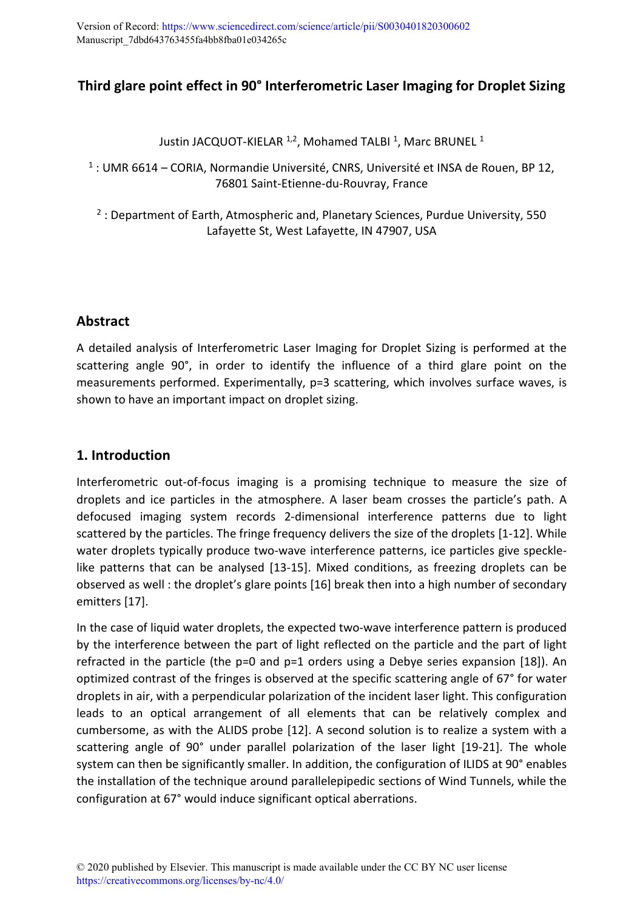# Third glare point effect in 90° Interferometric Laser Imaging for Droplet Sizing

Justin JACQUOT-KIELAR [1,2], Mohamed TALBI [1], Marc BRUNEL [1]

[1] : UMR 6614 – CORIA, Normandie Université, CNRS, Université et INSA de Rouen, BP 12, 76801 Saint-Etienne-du-Rouvray, France

[2] : Department of Earth, Atmospheric and, Planetary Sciences, Purdue University, 550 Lafayette St, West Lafayette, IN 47907, USA

## Abstract

A detailed analysis of Interferometric Laser Imaging for Droplet Sizing is performed at the scattering angle 90°, in order to identify the influence of a third glare point on the measurements performed. Experimentally, p=3 scattering, which involves surface waves, is shown to have an important impact on droplet sizing.

## 1. Introduction

Interferometric out-of-focus imaging is a promising technique to measure the size of droplets and ice particles in the atmosphere. A laser beam crosses the particle's path. A defocused imaging system records 2-dimensional interference patterns due to light scattered by the particles. The fringe frequency delivers the size of the droplets [1-12]. While water droplets typically produce two-wave interference patterns, ice particles give speckle-like patterns that can be analysed [13-15]. Mixed conditions, as freezing droplets can be observed as well : the droplet's glare points [16] break then into a high number of secondary emitters [17].

In the case of liquid water droplets, the expected two-wave interference pattern is produced by the interference between the part of light reflected on the particle and the part of light refracted in the particle (the p=0 and p=1 orders using a Debye series expansion [18]). An optimized contrast of the fringes is observed at the specific scattering angle of 67° for water droplets in air, with a perpendicular polarization of the incident laser light. This configuration leads to an optical arrangement of all elements that can be relatively complex and cumbersome, as with the ALIDS probe [12]. A second solution is to realize a system with a scattering angle of 90° under parallel polarization of the laser light [19-21]. The whole system can then be significantly smaller. In addition, the configuration of ILIDS at 90° enables the installation of the technique around parallelepipedic sections of Wind Tunnels, while the configuration at 67° would induce significant optical aberrations.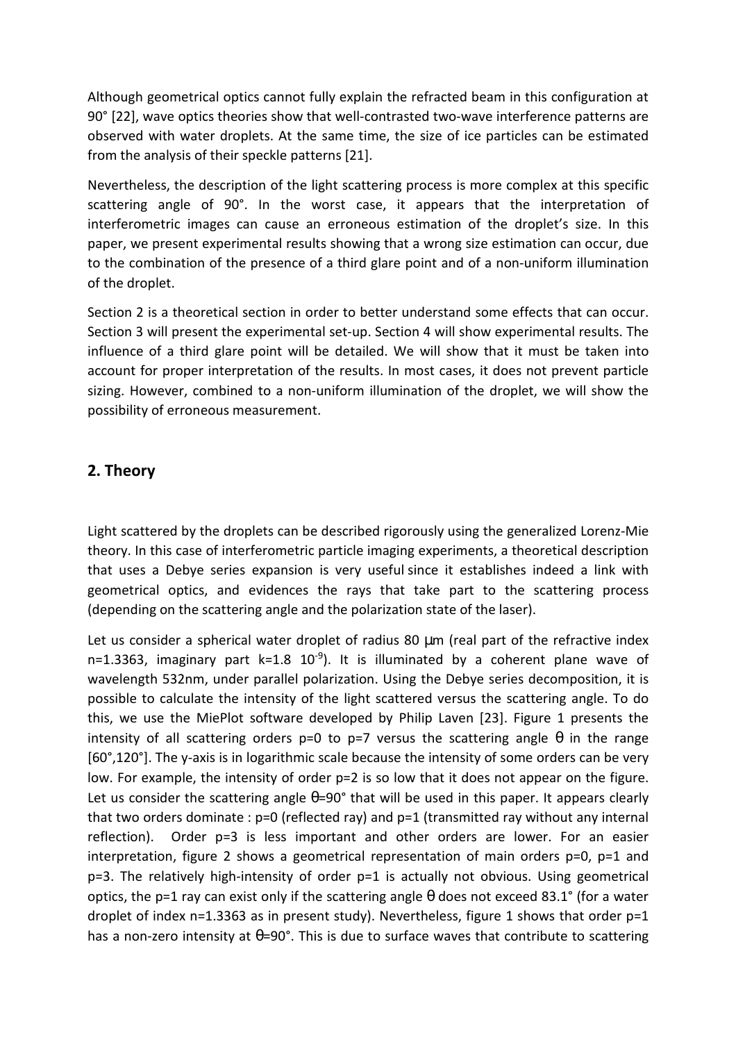Although geometrical optics cannot fully explain the refracted beam in this configuration at 90° [22], wave optics theories show that well-contrasted two-wave interference patterns are observed with water droplets. At the same time, the size of ice particles can be estimated from the analysis of their speckle patterns [21].

Nevertheless, the description of the light scattering process is more complex at this specific scattering angle of 90°. In the worst case, it appears that the interpretation of interferometric images can cause an erroneous estimation of the droplet's size. In this paper, we present experimental results showing that a wrong size estimation can occur, due to the combination of the presence of a third glare point and of a non-uniform illumination of the droplet.

Section 2 is a theoretical section in order to better understand some effects that can occur. Section 3 will present the experimental set-up. Section 4 will show experimental results. The influence of a third glare point will be detailed. We will show that it must be taken into account for proper interpretation of the results. In most cases, it does not prevent particle sizing. However, combined to a non-uniform illumination of the droplet, we will show the possibility of erroneous measurement.

## 2. Theory

Light scattered by the droplets can be described rigorously using the generalized Lorenz-Mie theory. In this case of interferometric particle imaging experiments, a theoretical description that uses a Debye series expansion is very useful since it establishes indeed a link with geometrical optics, and evidences the rays that take part to the scattering process (depending on the scattering angle and the polarization state of the laser).

Let us consider a spherical water droplet of radius 80 μm (real part of the refractive index n=1.3363, imaginary part $k=1.8\ 10^{-9}$). It is illuminated by a coherent plane wave of wavelength 532nm, under parallel polarization. Using the Debye series decomposition, it is possible to calculate the intensity of the light scattered versus the scattering angle. To do this, we use the MiePlot software developed by Philip Laven [23]. Figure 1 presents the intensity of all scattering orders p=0 to p=7 versus the scattering angle $\theta$ in the range [60°,120°]. The y-axis is in logarithmic scale because the intensity of some orders can be very low. For example, the intensity of order p=2 is so low that it does not appear on the figure. Let us consider the scattering angle $\theta$=90° that will be used in this paper. It appears clearly that two orders dominate : p=0 (reflected ray) and p=1 (transmitted ray without any internal reflection). Order p=3 is less important and other orders are lower. For an easier interpretation, figure 2 shows a geometrical representation of main orders p=0, p=1 and p=3. The relatively high-intensity of order p=1 is actually not obvious. Using geometrical optics, the p=1 ray can exist only if the scattering angle $\theta$ does not exceed 83.1° (for a water droplet of index n=1.3363 as in present study). Nevertheless, figure 1 shows that order p=1 has a non-zero intensity at $\theta$=90°. This is due to surface waves that contribute to scattering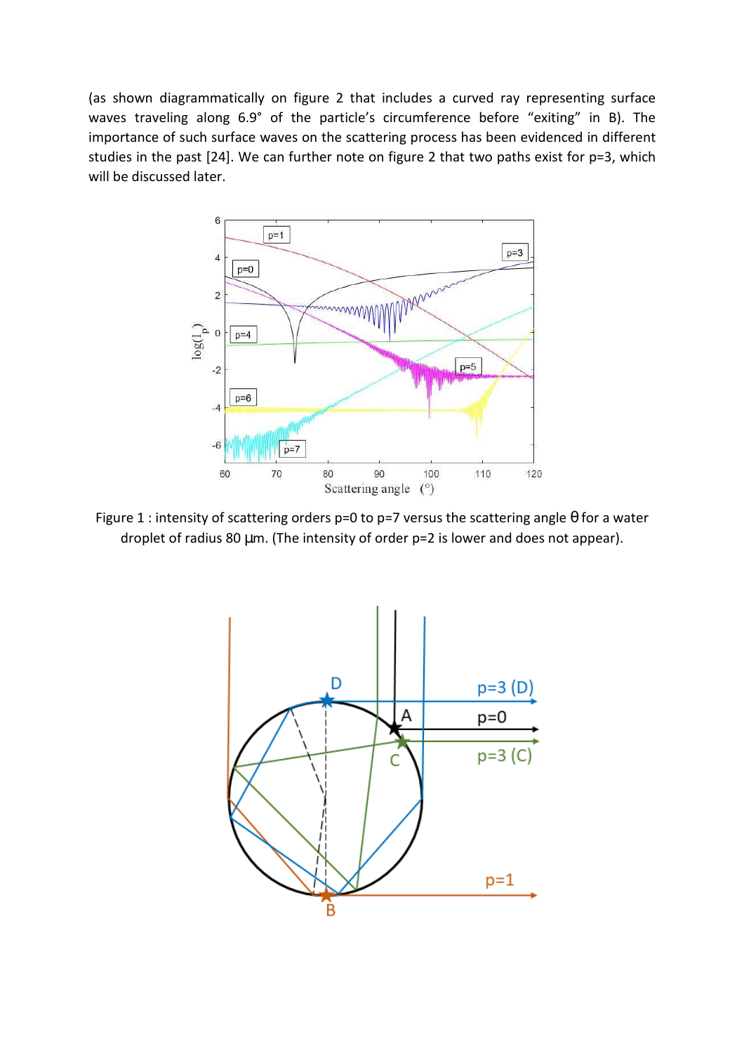(as shown diagrammatically on figure 2 that includes a curved ray representing surface waves traveling along 6.9° of the particle's circumference before "exiting" in B). The importance of such surface waves on the scattering process has been evidenced in different studies in the past [24]. We can further note on figure 2 that two paths exist for p=3, which will be discussed later.

Figure 1 : intensity of scattering orders p=0 to p=7 versus the scattering angle θ for a water droplet of radius 80 µm. (The intensity of order p=2 is lower and does not appear).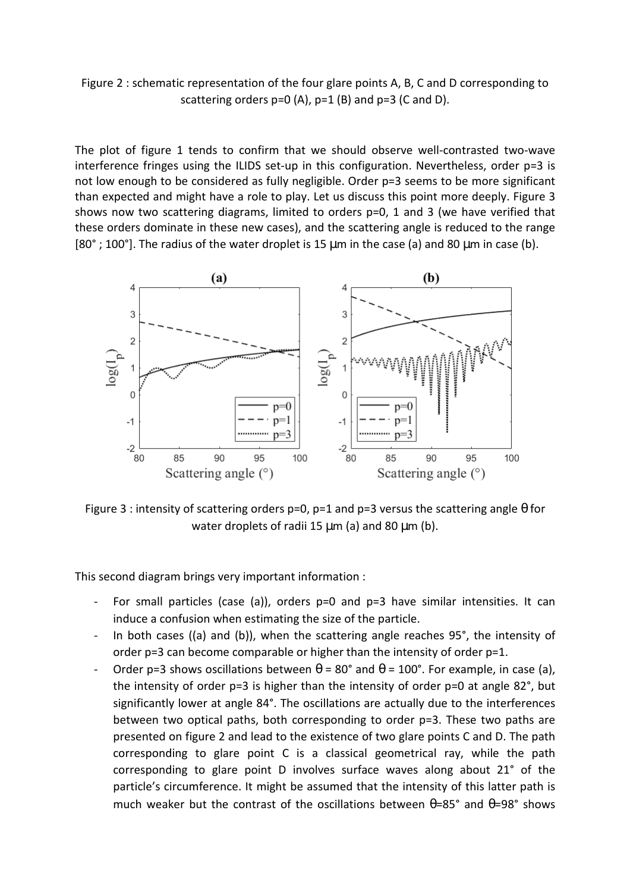Figure 2 : schematic representation of the four glare points A, B, C and D corresponding to scattering orders p=0 (A), p=1 (B) and p=3 (C and D).

The plot of figure 1 tends to confirm that we should observe well-contrasted two-wave interference fringes using the ILIDS set-up in this configuration. Nevertheless, order p=3 is not low enough to be considered as fully negligible. Order p=3 seems to be more significant than expected and might have a role to play. Let us discuss this point more deeply. Figure 3 shows now two scattering diagrams, limited to orders p=0, 1 and 3 (we have verified that these orders dominate in these new cases), and the scattering angle is reduced to the range [80° ; 100°]. The radius of the water droplet is 15 µm in the case (a) and 80 µm in case (b).

Figure 3 : intensity of scattering orders p=0, p=1 and p=3 versus the scattering angle θ for water droplets of radii 15 µm (a) and 80 µm (b).

This second diagram brings very important information :

- For small particles (case (a)), orders p=0 and p=3 have similar intensities. It can induce a confusion when estimating the size of the particle.
- In both cases ((a) and (b)), when the scattering angle reaches 95°, the intensity of order p=3 can become comparable or higher than the intensity of order p=1.
- Order p=3 shows oscillations between θ = 80° and θ = 100°. For example, in case (a), the intensity of order p=3 is higher than the intensity of order p=0 at angle 82°, but significantly lower at angle 84°. The oscillations are actually due to the interferences between two optical paths, both corresponding to order p=3. These two paths are presented on figure 2 and lead to the existence of two glare points C and D. The path corresponding to glare point C is a classical geometrical ray, while the path corresponding to glare point D involves surface waves along about 21° of the particle's circumference. It might be assumed that the intensity of this latter path is much weaker but the contrast of the oscillations between θ=85° and θ=98° shows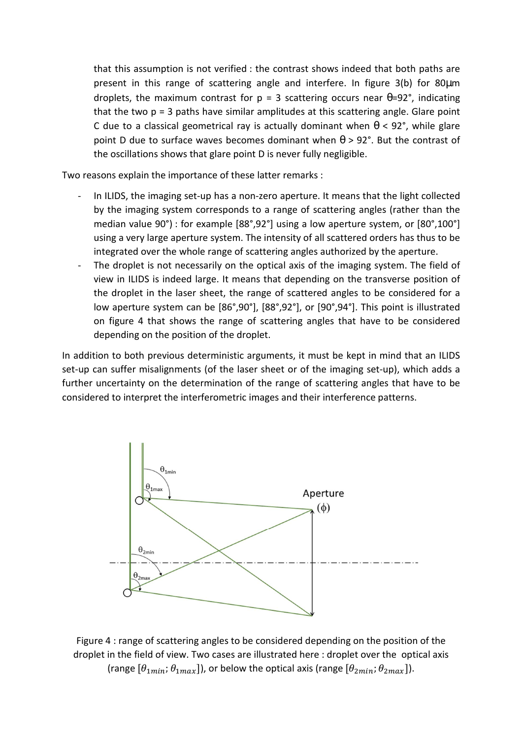that this assumption is not verified : the contrast shows indeed that both paths are present in this range of scattering angle and interfere. In figure 3(b) for 80µm droplets, the maximum contrast for p = 3 scattering occurs near $\theta$=92°, indicating that the two p = 3 paths have similar amplitudes at this scattering angle. Glare point C due to a classical geometrical ray is actually dominant when $\theta$ < 92°, while glare point D due to surface waves becomes dominant when $\theta$ > 92°. But the contrast of the oscillations shows that glare point D is never fully negligible.

Two reasons explain the importance of these latter remarks :

- In ILIDS, the imaging set-up has a non-zero aperture. It means that the light collected by the imaging system corresponds to a range of scattering angles (rather than the median value 90°) : for example [88°,92°] using a low aperture system, or [80°,100°] using a very large aperture system. The intensity of all scattered orders has thus to be integrated over the whole range of scattering angles authorized by the aperture.
- The droplet is not necessarily on the optical axis of the imaging system. The field of view in ILIDS is indeed large. It means that depending on the transverse position of the droplet in the laser sheet, the range of scattered angles to be considered for a low aperture system can be [86°,90°], [88°,92°], or [90°,94°]. This point is illustrated on figure 4 that shows the range of scattering angles that have to be considered depending on the position of the droplet.

In addition to both previous deterministic arguments, it must be kept in mind that an ILIDS set-up can suffer misalignments (of the laser sheet or of the imaging set-up), which adds a further uncertainty on the determination of the range of scattering angles that have to be considered to interpret the interferometric images and their interference patterns.

Figure 4 : range of scattering angles to be considered depending on the position of the droplet in the field of view. Two cases are illustrated here : droplet over the optical axis (range $[\theta_{1min}; \theta_{1max}]$), or below the optical axis (range $[\theta_{2min}; \theta_{2max}]$).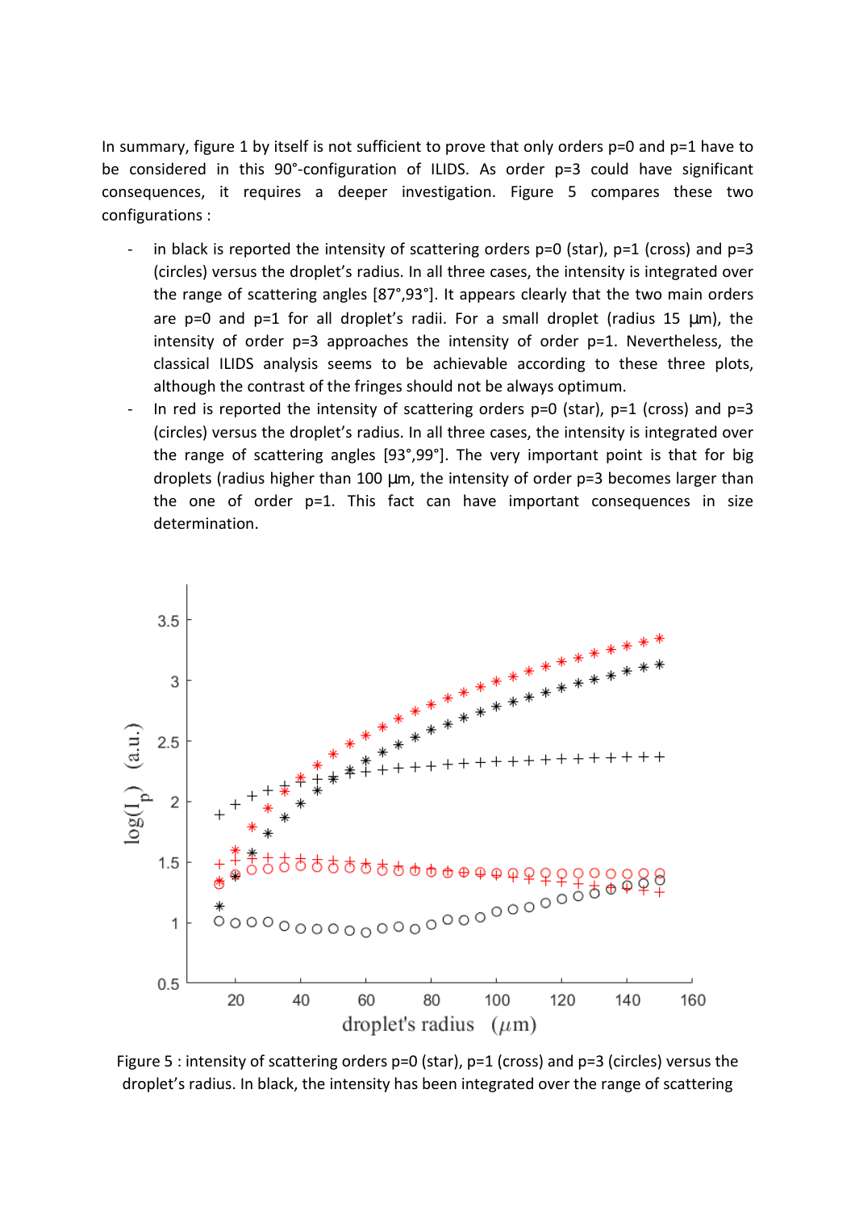In summary, figure 1 by itself is not sufficient to prove that only orders p=0 and p=1 have to be considered in this 90°-configuration of ILIDS. As order p=3 could have significant consequences, it requires a deeper investigation. Figure 5 compares these two configurations :

- in black is reported the intensity of scattering orders p=0 (star), p=1 (cross) and p=3 (circles) versus the droplet's radius. In all three cases, the intensity is integrated over the range of scattering angles [87°,93°]. It appears clearly that the two main orders are p=0 and p=1 for all droplet's radii. For a small droplet (radius 15 µm), the intensity of order p=3 approaches the intensity of order p=1. Nevertheless, the classical ILIDS analysis seems to be achievable according to these three plots, although the contrast of the fringes should not be always optimum.
- In red is reported the intensity of scattering orders p=0 (star), p=1 (cross) and p=3 (circles) versus the droplet's radius. In all three cases, the intensity is integrated over the range of scattering angles [93°,99°]. The very important point is that for big droplets (radius higher than 100 µm, the intensity of order p=3 becomes larger than the one of order p=1. This fact can have important consequences in size determination.

Figure 5 : intensity of scattering orders p=0 (star), p=1 (cross) and p=3 (circles) versus the droplet's radius. In black, the intensity has been integrated over the range of scattering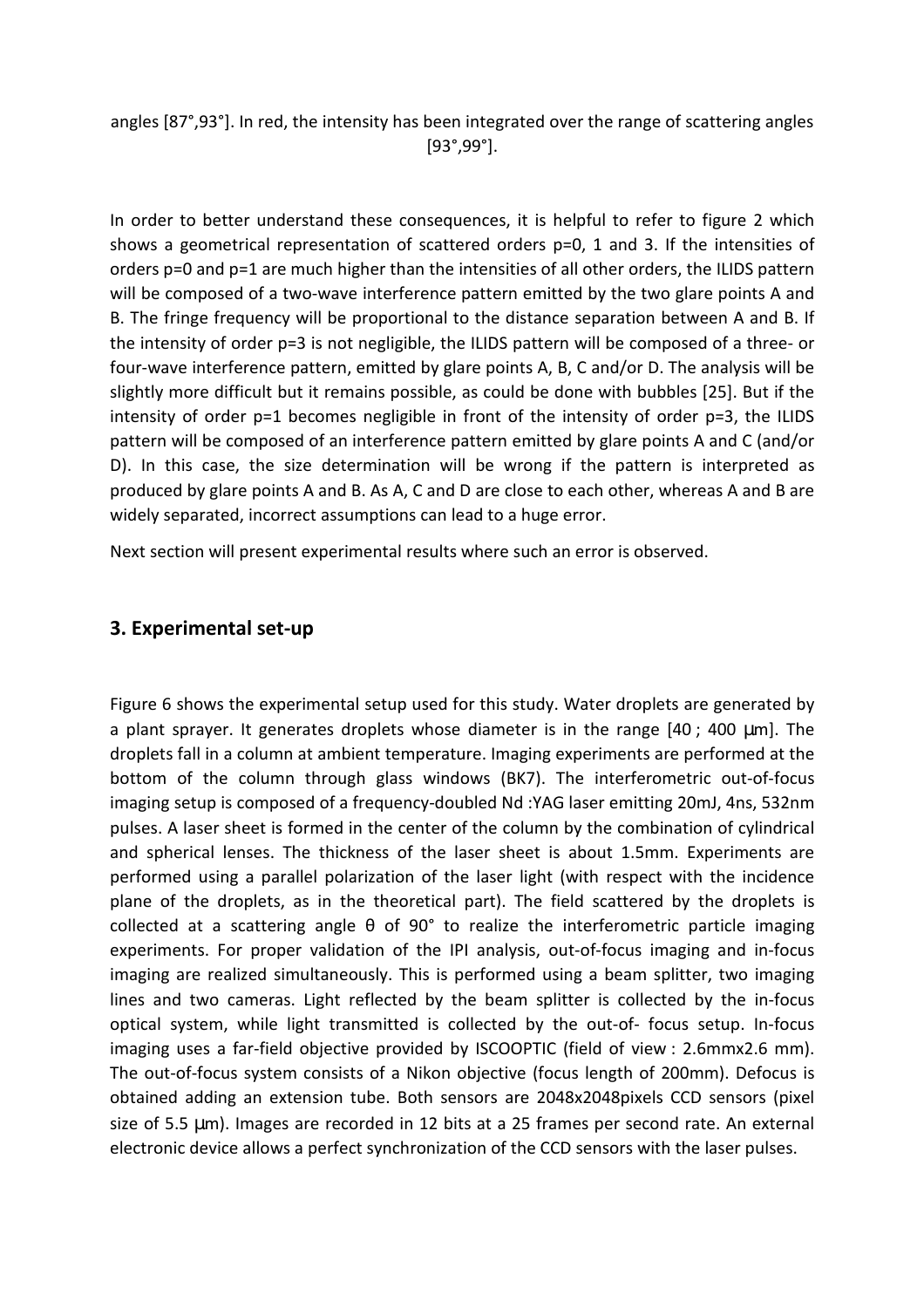angles [87°,93°]. In red, the intensity has been integrated over the range of scattering angles [93°,99°].

In order to better understand these consequences, it is helpful to refer to figure 2 which shows a geometrical representation of scattered orders p=0, 1 and 3. If the intensities of orders p=0 and p=1 are much higher than the intensities of all other orders, the ILIDS pattern will be composed of a two-wave interference pattern emitted by the two glare points A and B. The fringe frequency will be proportional to the distance separation between A and B. If the intensity of order p=3 is not negligible, the ILIDS pattern will be composed of a three- or four-wave interference pattern, emitted by glare points A, B, C and/or D. The analysis will be slightly more difficult but it remains possible, as could be done with bubbles [25]. But if the intensity of order p=1 becomes negligible in front of the intensity of order p=3, the ILIDS pattern will be composed of an interference pattern emitted by glare points A and C (and/or D). In this case, the size determination will be wrong if the pattern is interpreted as produced by glare points A and B. As A, C and D are close to each other, whereas A and B are widely separated, incorrect assumptions can lead to a huge error.

Next section will present experimental results where such an error is observed.

## 3. Experimental set-up

Figure 6 shows the experimental setup used for this study. Water droplets are generated by a plant sprayer. It generates droplets whose diameter is in the range [40 ; 400 µm]. The droplets fall in a column at ambient temperature. Imaging experiments are performed at the bottom of the column through glass windows (BK7). The interferometric out-of-focus imaging setup is composed of a frequency-doubled Nd :YAG laser emitting 20mJ, 4ns, 532nm pulses. A laser sheet is formed in the center of the column by the combination of cylindrical and spherical lenses. The thickness of the laser sheet is about 1.5mm. Experiments are performed using a parallel polarization of the laser light (with respect with the incidence plane of the droplets, as in the theoretical part). The field scattered by the droplets is collected at a scattering angle θ of 90° to realize the interferometric particle imaging experiments. For proper validation of the IPI analysis, out-of-focus imaging and in-focus imaging are realized simultaneously. This is performed using a beam splitter, two imaging lines and two cameras. Light reflected by the beam splitter is collected by the in-focus optical system, while light transmitted is collected by the out-of- focus setup. In-focus imaging uses a far-field objective provided by ISCOOPTIC (field of view : 2.6mmx2.6 mm). The out-of-focus system consists of a Nikon objective (focus length of 200mm). Defocus is obtained adding an extension tube. Both sensors are 2048x2048pixels CCD sensors (pixel size of 5.5 µm). Images are recorded in 12 bits at a 25 frames per second rate. An external electronic device allows a perfect synchronization of the CCD sensors with the laser pulses.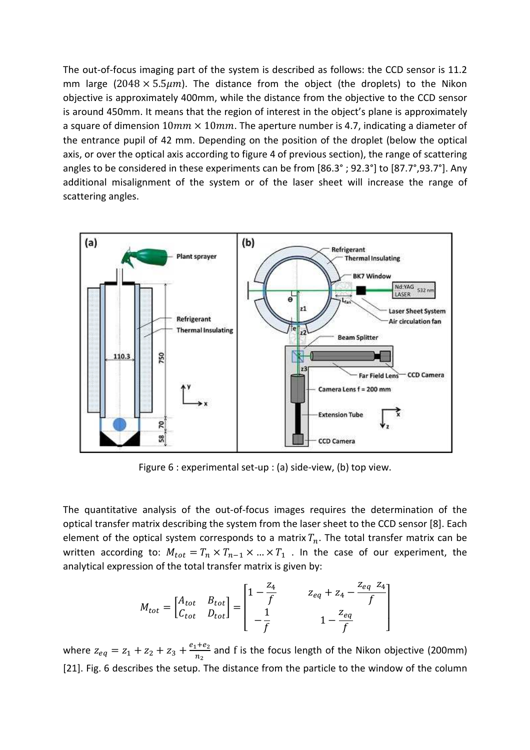The out-of-focus imaging part of the system is described as follows: the CCD sensor is 11.2 mm large ($2048 \times 5.5\mu m$). The distance from the object (the droplets) to the Nikon objective is approximately 400mm, while the distance from the objective to the CCD sensor is around 450mm. It means that the region of interest in the object's plane is approximately a square of dimension $10mm \times 10mm$. The aperture number is 4.7, indicating a diameter of the entrance pupil of 42 mm. Depending on the position of the droplet (below the optical axis, or over the optical axis according to figure 4 of previous section), the range of scattering angles to be considered in these experiments can be from [86.3° ; 92.3°] to [87.7°,93.7°]. Any additional misalignment of the system or of the laser sheet will increase the range of scattering angles.

Figure 6 : experimental set-up : (a) side-view, (b) top view.

The quantitative analysis of the out-of-focus images requires the determination of the optical transfer matrix describing the system from the laser sheet to the CCD sensor [8]. Each element of the optical system corresponds to a matrix $T_n$. The total transfer matrix can be written according to: $M_{tot} = T_n \times T_{n-1} \times ... \times T_1$ . In the case of our experiment, the analytical expression of the total transfer matrix is given by:

$$M_{tot} = \begin{bmatrix} A_{tot} & B_{tot} \\ C_{tot} & D_{tot} \end{bmatrix} = \begin{bmatrix} 1 - \frac{z_4}{f} & z_{eq} + z_4 - \frac{z_{eq} \ z_4}{f} \\ -\frac{1}{f} & 1 - \frac{z_{eq}}{f} \end{bmatrix}$$

where $z_{eq} = z_1 + z_2 + z_3 + \frac{e_1 + e_2}{n_2}$ and f is the focus length of the Nikon objective (200mm) [21]. Fig. 6 describes the setup. The distance from the particle to the window of the column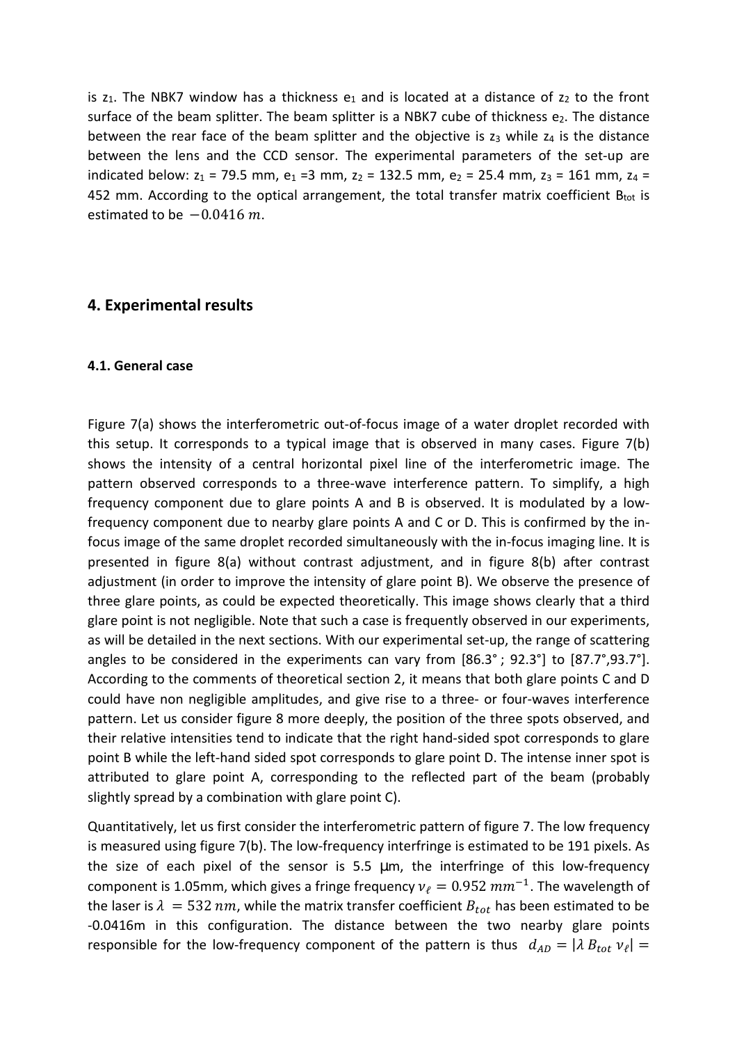is $z_1$. The NBK7 window has a thickness $e_1$ and is located at a distance of $z_2$ to the front surface of the beam splitter. The beam splitter is a NBK7 cube of thickness $e_2$. The distance between the rear face of the beam splitter and the objective is $z_3$ while $z_4$ is the distance between the lens and the CCD sensor. The experimental parameters of the set-up are indicated below: $z_1$ = 79.5 mm, $e_1$ =3 mm, $z_2$ = 132.5 mm, $e_2$ = 25.4 mm, $z_3$ = 161 mm, $z_4$ = 452 mm. According to the optical arrangement, the total transfer matrix coefficient $B_{tot}$ is estimated to be $-0.0416\ m$.

## 4. Experimental results

### 4.1. General case

Figure 7(a) shows the interferometric out-of-focus image of a water droplet recorded with this setup. It corresponds to a typical image that is observed in many cases. Figure 7(b) shows the intensity of a central horizontal pixel line of the interferometric image. The pattern observed corresponds to a three-wave interference pattern. To simplify, a high frequency component due to glare points A and B is observed. It is modulated by a low-frequency component due to nearby glare points A and C or D. This is confirmed by the in-focus image of the same droplet recorded simultaneously with the in-focus imaging line. It is presented in figure 8(a) without contrast adjustment, and in figure 8(b) after contrast adjustment (in order to improve the intensity of glare point B). We observe the presence of three glare points, as could be expected theoretically. This image shows clearly that a third glare point is not negligible. Note that such a case is frequently observed in our experiments, as will be detailed in the next sections. With our experimental set-up, the range of scattering angles to be considered in the experiments can vary from [86.3° ; 92.3°] to [87.7°,93.7°]. According to the comments of theoretical section 2, it means that both glare points C and D could have non negligible amplitudes, and give rise to a three- or four-waves interference pattern. Let us consider figure 8 more deeply, the position of the three spots observed, and their relative intensities tend to indicate that the right hand-sided spot corresponds to glare point B while the left-hand sided spot corresponds to glare point D. The intense inner spot is attributed to glare point A, corresponding to the reflected part of the beam (probably slightly spread by a combination with glare point C).

Quantitatively, let us first consider the interferometric pattern of figure 7. The low frequency is measured using figure 7(b). The low-frequency interfringe is estimated to be 191 pixels. As the size of each pixel of the sensor is 5.5 µm, the interfringe of this low-frequency component is 1.05mm, which gives a fringe frequency $\nu_\ell = 0.952\ mm^{-1}$. The wavelength of the laser is $\lambda\ = 532\ nm$, while the matrix transfer coefficient $B_{tot}$ has been estimated to be -0.0416m in this configuration. The distance between the two nearby glare points responsible for the low-frequency component of the pattern is thus $d_{AD} = |\lambda\, B_{tot}\, \nu_\ell| =$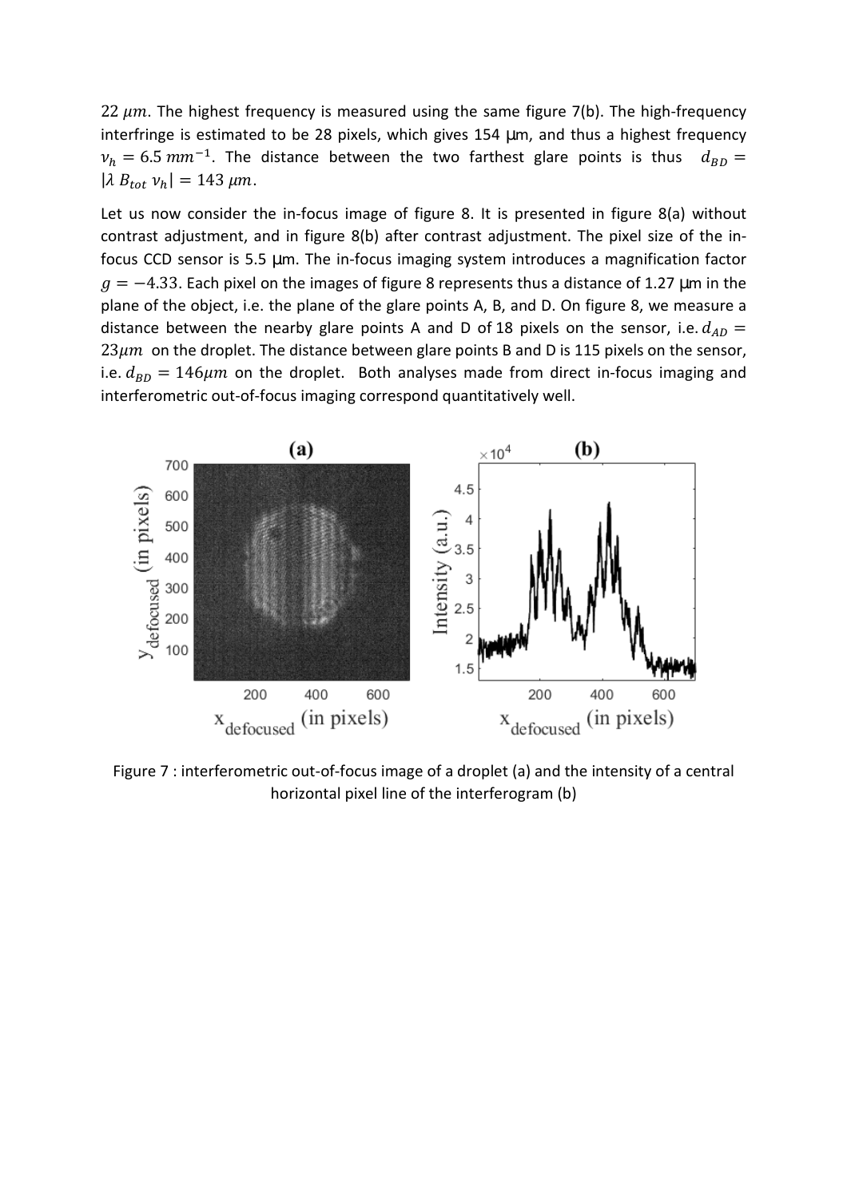$22\ \mu m$. The highest frequency is measured using the same figure 7(b). The high-frequency interfringe is estimated to be 28 pixels, which gives 154 μm, and thus a highest frequency $\nu_h = 6.5\ mm^{-1}$. The distance between the two farthest glare points is thus $d_{BD} = |\lambda\ B_{tot}\ \nu_h| = 143\ \mu m$.

Let us now consider the in-focus image of figure 8. It is presented in figure 8(a) without contrast adjustment, and in figure 8(b) after contrast adjustment. The pixel size of the in-focus CCD sensor is 5.5 μm. The in-focus imaging system introduces a magnification factor $g = -4.33$. Each pixel on the images of figure 8 represents thus a distance of 1.27 μm in the plane of the object, i.e. the plane of the glare points A, B, and D. On figure 8, we measure a distance between the nearby glare points A and D of 18 pixels on the sensor, i.e. $d_{AD} = 23\mu m$ on the droplet. The distance between glare points B and D is 115 pixels on the sensor, i.e. $d_{BD} = 146\mu m$ on the droplet. Both analyses made from direct in-focus imaging and interferometric out-of-focus imaging correspond quantitatively well.

Figure 7 : interferometric out-of-focus image of a droplet (a) and the intensity of a central horizontal pixel line of the interferogram (b)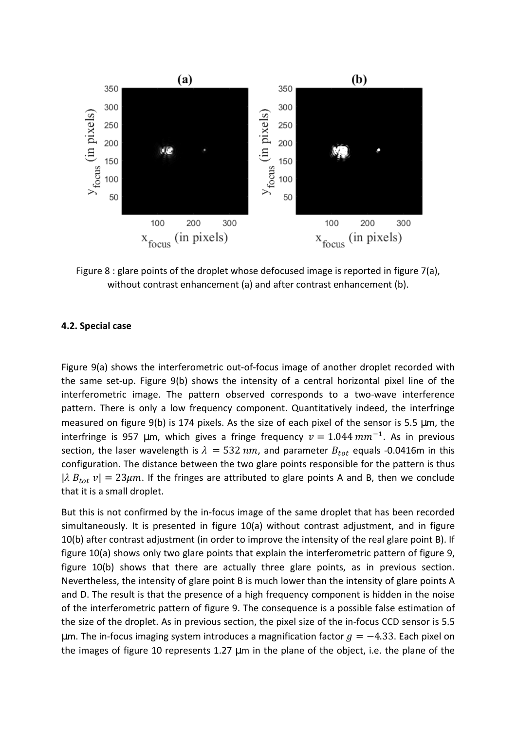Figure 8 : glare points of the droplet whose defocused image is reported in figure 7(a), without contrast enhancement (a) and after contrast enhancement (b).

### 4.2. Special case

Figure 9(a) shows the interferometric out-of-focus image of another droplet recorded with the same set-up. Figure 9(b) shows the intensity of a central horizontal pixel line of the interferometric image. The pattern observed corresponds to a two-wave interference pattern. There is only a low frequency component. Quantitatively indeed, the interfringe measured on figure 9(b) is 174 pixels. As the size of each pixel of the sensor is 5.5 µm, the interfringe is 957 µm, which gives a fringe frequency $v = 1.044\ mm^{-1}$. As in previous section, the laser wavelength is $\lambda = 532\ nm$, and parameter $B_{tot}$ equals -0.0416m in this configuration. The distance between the two glare points responsible for the pattern is thus $|\lambda\ B_{tot}\ v| = 23\mu m$. If the fringes are attributed to glare points A and B, then we conclude that it is a small droplet.

But this is not confirmed by the in-focus image of the same droplet that has been recorded simultaneously. It is presented in figure 10(a) without contrast adjustment, and in figure 10(b) after contrast adjustment (in order to improve the intensity of the real glare point B). If figure 10(a) shows only two glare points that explain the interferometric pattern of figure 9, figure 10(b) shows that there are actually three glare points, as in previous section. Nevertheless, the intensity of glare point B is much lower than the intensity of glare points A and D. The result is that the presence of a high frequency component is hidden in the noise of the interferometric pattern of figure 9. The consequence is a possible false estimation of the size of the droplet. As in previous section, the pixel size of the in-focus CCD sensor is 5.5 µm. The in-focus imaging system introduces a magnification factor $g = -4.33$. Each pixel on the images of figure 10 represents 1.27 µm in the plane of the object, i.e. the plane of the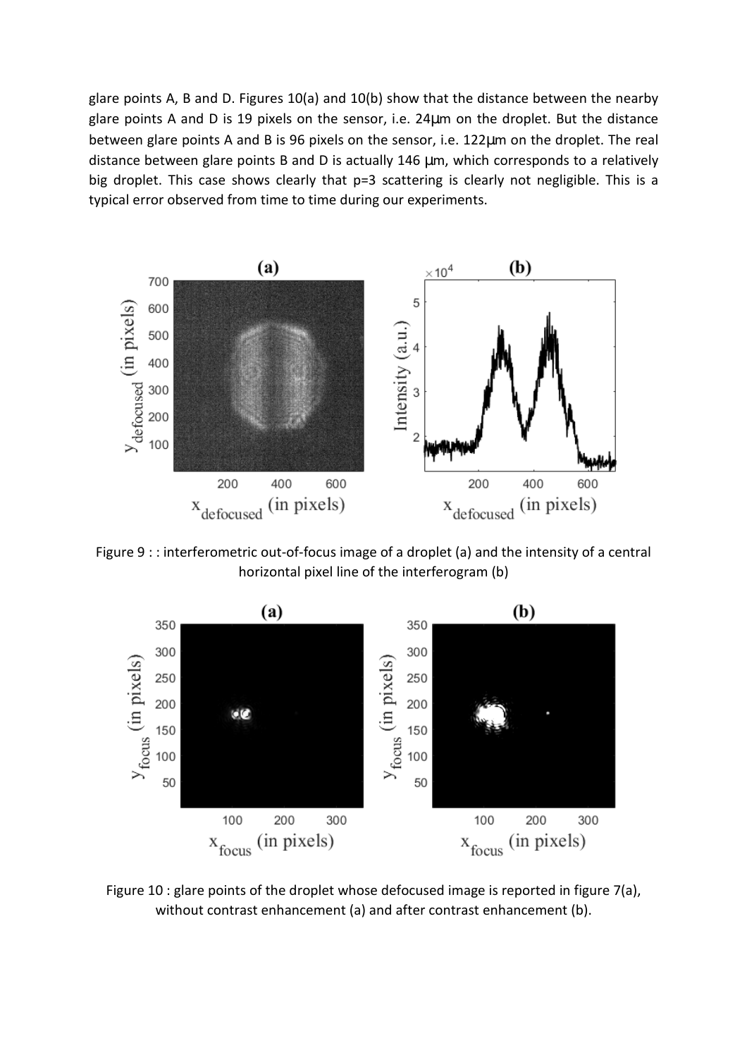glare points A, B and D. Figures 10(a) and 10(b) show that the distance between the nearby glare points A and D is 19 pixels on the sensor, i.e. 24μm on the droplet. But the distance between glare points A and B is 96 pixels on the sensor, i.e. 122μm on the droplet. The real distance between glare points B and D is actually 146 μm, which corresponds to a relatively big droplet. This case shows clearly that p=3 scattering is clearly not negligible. This is a typical error observed from time to time during our experiments.

Figure 9 : : interferometric out-of-focus image of a droplet (a) and the intensity of a central horizontal pixel line of the interferogram (b)

Figure 10 : glare points of the droplet whose defocused image is reported in figure 7(a), without contrast enhancement (a) and after contrast enhancement (b).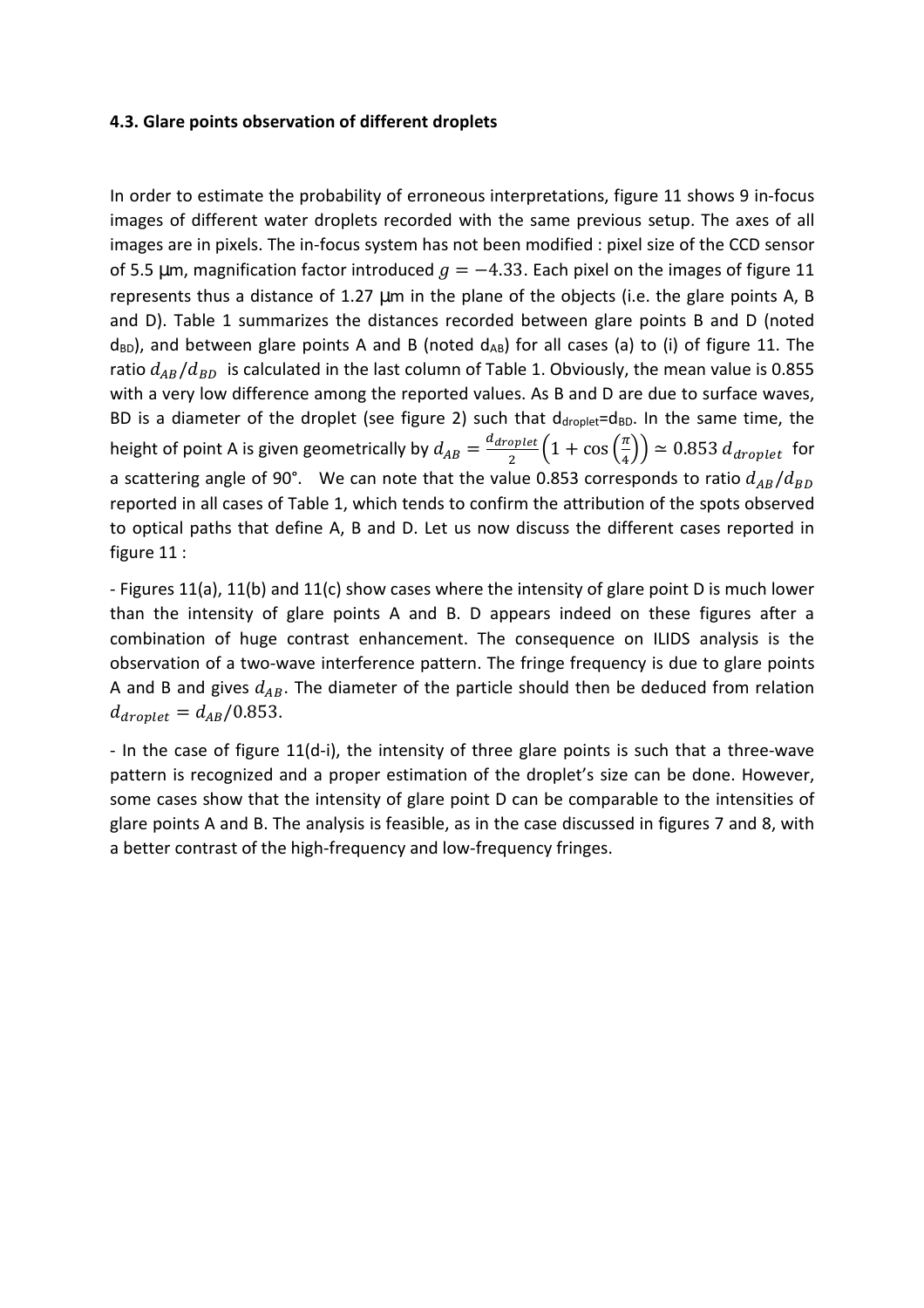### 4.3. Glare points observation of different droplets

In order to estimate the probability of erroneous interpretations, figure 11 shows 9 in-focus images of different water droplets recorded with the same previous setup. The axes of all images are in pixels. The in-focus system has not been modified : pixel size of the CCD sensor of 5.5 µm, magnification factor introduced $g = -4.33$. Each pixel on the images of figure 11 represents thus a distance of 1.27 µm in the plane of the objects (i.e. the glare points A, B and D). Table 1 summarizes the distances recorded between glare points B and D (noted $d_{BD}$), and between glare points A and B (noted $d_{AB}$) for all cases (a) to (i) of figure 11. The ratio $d_{AB}/d_{BD}$ is calculated in the last column of Table 1. Obviously, the mean value is 0.855 with a very low difference among the reported values. As B and D are due to surface waves, BD is a diameter of the droplet (see figure 2) such that $d_{droplet}=d_{BD}$. In the same time, the height of point A is given geometrically by $d_{AB} = \frac{d_{droplet}}{2}\left(1+\cos\left(\frac{\pi}{4}\right)\right) \simeq 0.853\, d_{droplet}$ for a scattering angle of 90°. We can note that the value 0.853 corresponds to ratio $d_{AB}/d_{BD}$ reported in all cases of Table 1, which tends to confirm the attribution of the spots observed to optical paths that define A, B and D. Let us now discuss the different cases reported in figure 11 :

- Figures 11(a), 11(b) and 11(c) show cases where the intensity of glare point D is much lower than the intensity of glare points A and B. D appears indeed on these figures after a combination of huge contrast enhancement. The consequence on ILIDS analysis is the observation of a two-wave interference pattern. The fringe frequency is due to glare points A and B and gives $d_{AB}$. The diameter of the particle should then be deduced from relation $d_{droplet} = d_{AB}/0.853$.

- In the case of figure 11(d-i), the intensity of three glare points is such that a three-wave pattern is recognized and a proper estimation of the droplet's size can be done. However, some cases show that the intensity of glare point D can be comparable to the intensities of glare points A and B. The analysis is feasible, as in the case discussed in figures 7 and 8, with a better contrast of the high-frequency and low-frequency fringes.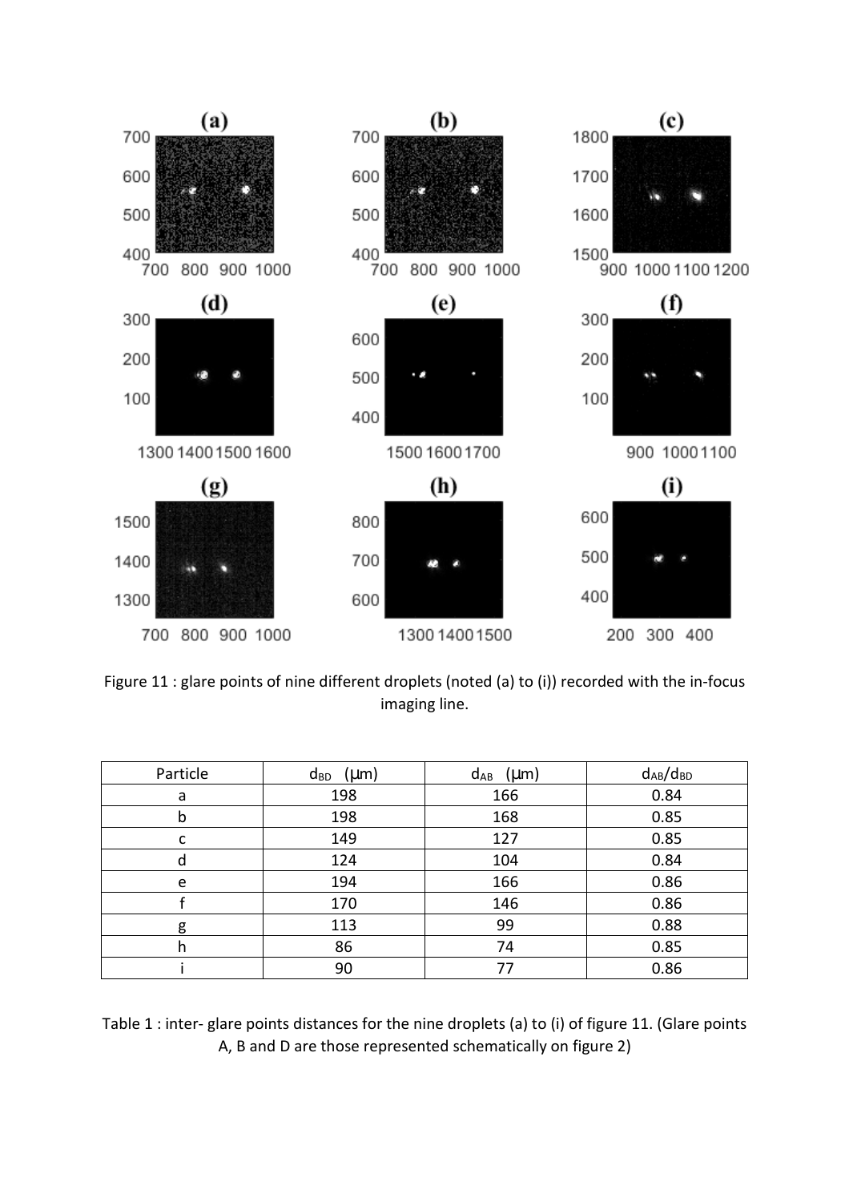Figure 11 : glare points of nine different droplets (noted (a) to (i)) recorded with the in-focus imaging line.

| Particle | $d_{BD}$ (µm) | $d_{AB}$ (µm) | $d_{AB}/d_{BD}$ |
|---|---|---|---|
| a | 198 | 166 | 0.84 |
| b | 198 | 168 | 0.85 |
| c | 149 | 127 | 0.85 |
| d | 124 | 104 | 0.84 |
| e | 194 | 166 | 0.86 |
| f | 170 | 146 | 0.86 |
| g | 113 | 99 | 0.88 |
| h | 86 | 74 | 0.85 |
| i | 90 | 77 | 0.86 |

Table 1 : inter- glare points distances for the nine droplets (a) to (i) of figure 11. (Glare points A, B and D are those represented schematically on figure 2)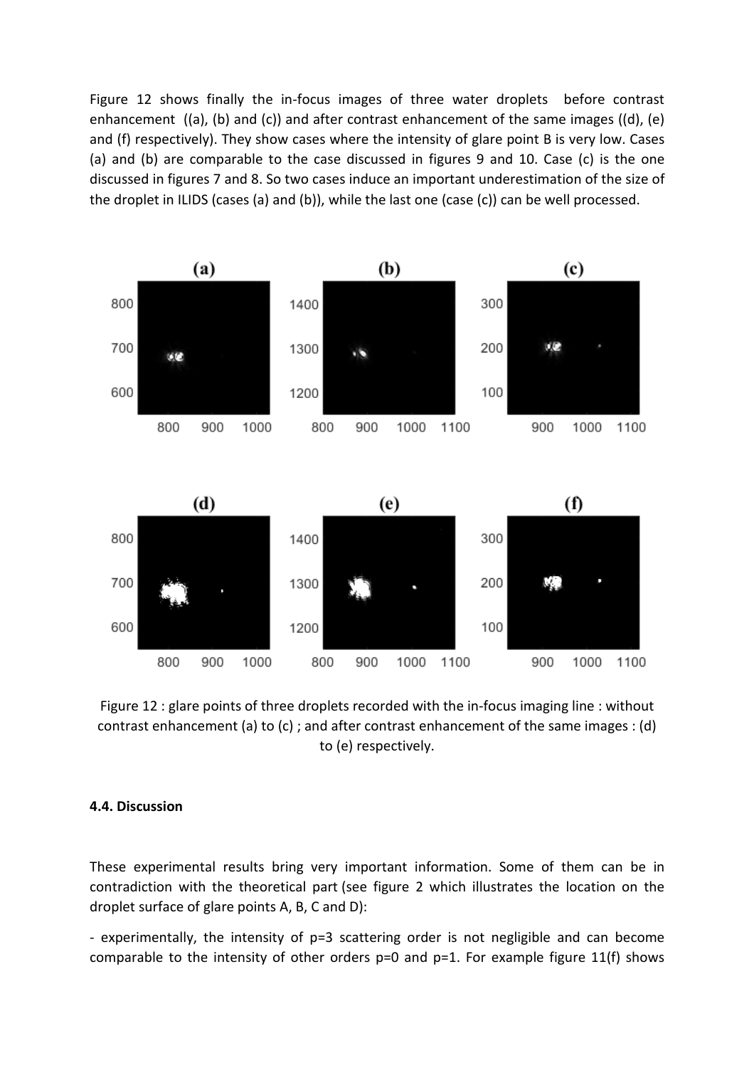Figure 12 shows finally the in-focus images of three water droplets before contrast enhancement ((a), (b) and (c)) and after contrast enhancement of the same images ((d), (e) and (f) respectively). They show cases where the intensity of glare point B is very low. Cases (a) and (b) are comparable to the case discussed in figures 9 and 10. Case (c) is the one discussed in figures 7 and 8. So two cases induce an important underestimation of the size of the droplet in ILIDS (cases (a) and (b)), while the last one (case (c)) can be well processed.

Figure 12 : glare points of three droplets recorded with the in-focus imaging line : without contrast enhancement (a) to (c) ; and after contrast enhancement of the same images : (d) to (e) respectively.

#### 4.4. Discussion

These experimental results bring very important information. Some of them can be in contradiction with the theoretical part (see figure 2 which illustrates the location on the droplet surface of glare points A, B, C and D):

- experimentally, the intensity of p=3 scattering order is not negligible and can become comparable to the intensity of other orders p=0 and p=1. For example figure 11(f) shows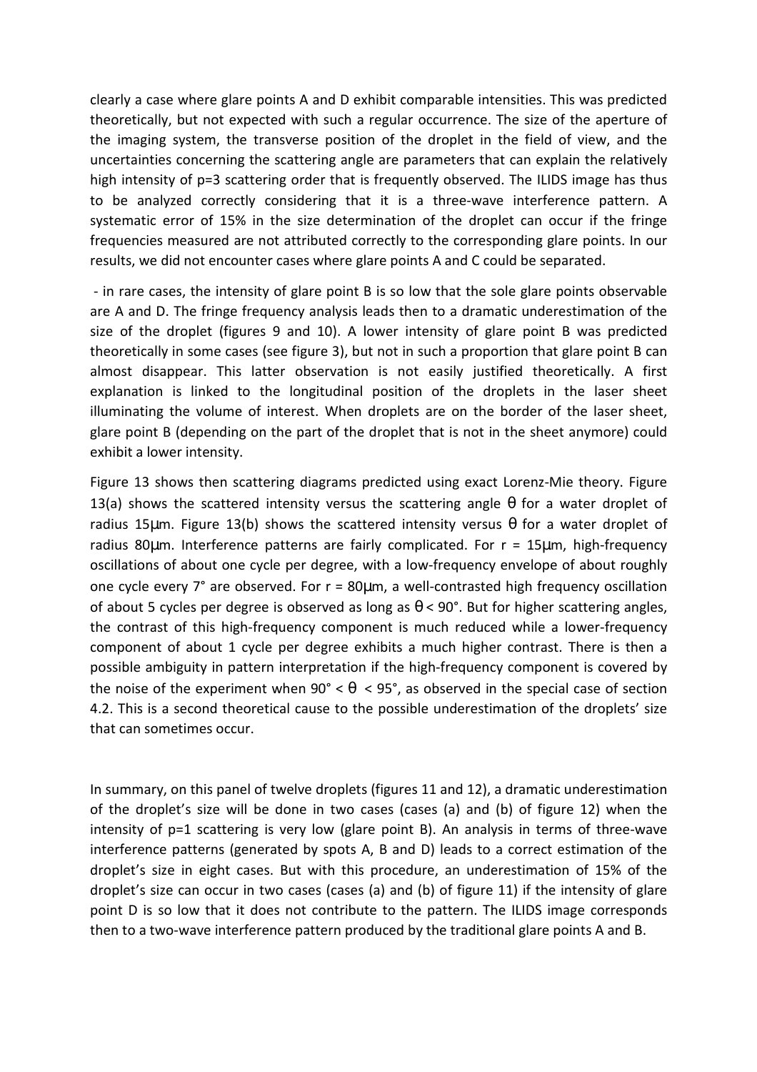clearly a case where glare points A and D exhibit comparable intensities. This was predicted theoretically, but not expected with such a regular occurrence. The size of the aperture of the imaging system, the transverse position of the droplet in the field of view, and the uncertainties concerning the scattering angle are parameters that can explain the relatively high intensity of p=3 scattering order that is frequently observed. The ILIDS image has thus to be analyzed correctly considering that it is a three-wave interference pattern. A systematic error of 15% in the size determination of the droplet can occur if the fringe frequencies measured are not attributed correctly to the corresponding glare points. In our results, we did not encounter cases where glare points A and C could be separated.

- in rare cases, the intensity of glare point B is so low that the sole glare points observable are A and D. The fringe frequency analysis leads then to a dramatic underestimation of the size of the droplet (figures 9 and 10). A lower intensity of glare point B was predicted theoretically in some cases (see figure 3), but not in such a proportion that glare point B can almost disappear. This latter observation is not easily justified theoretically. A first explanation is linked to the longitudinal position of the droplets in the laser sheet illuminating the volume of interest. When droplets are on the border of the laser sheet, glare point B (depending on the part of the droplet that is not in the sheet anymore) could exhibit a lower intensity.

Figure 13 shows then scattering diagrams predicted using exact Lorenz-Mie theory. Figure 13(a) shows the scattered intensity versus the scattering angle $\theta$ for a water droplet of radius 15μm. Figure 13(b) shows the scattered intensity versus $\theta$ for a water droplet of radius 80μm. Interference patterns are fairly complicated. For r = 15μm, high-frequency oscillations of about one cycle per degree, with a low-frequency envelope of about roughly one cycle every 7° are observed. For r = 80μm, a well-contrasted high frequency oscillation of about 5 cycles per degree is observed as long as $\theta < 90°$. But for higher scattering angles, the contrast of this high-frequency component is much reduced while a lower-frequency component of about 1 cycle per degree exhibits a much higher contrast. There is then a possible ambiguity in pattern interpretation if the high-frequency component is covered by the noise of the experiment when $90° < \theta < 95°$, as observed in the special case of section 4.2. This is a second theoretical cause to the possible underestimation of the droplets' size that can sometimes occur.

In summary, on this panel of twelve droplets (figures 11 and 12), a dramatic underestimation of the droplet's size will be done in two cases (cases (a) and (b) of figure 12) when the intensity of p=1 scattering is very low (glare point B). An analysis in terms of three-wave interference patterns (generated by spots A, B and D) leads to a correct estimation of the droplet's size in eight cases. But with this procedure, an underestimation of 15% of the droplet's size can occur in two cases (cases (a) and (b) of figure 11) if the intensity of glare point D is so low that it does not contribute to the pattern. The ILIDS image corresponds then to a two-wave interference pattern produced by the traditional glare points A and B.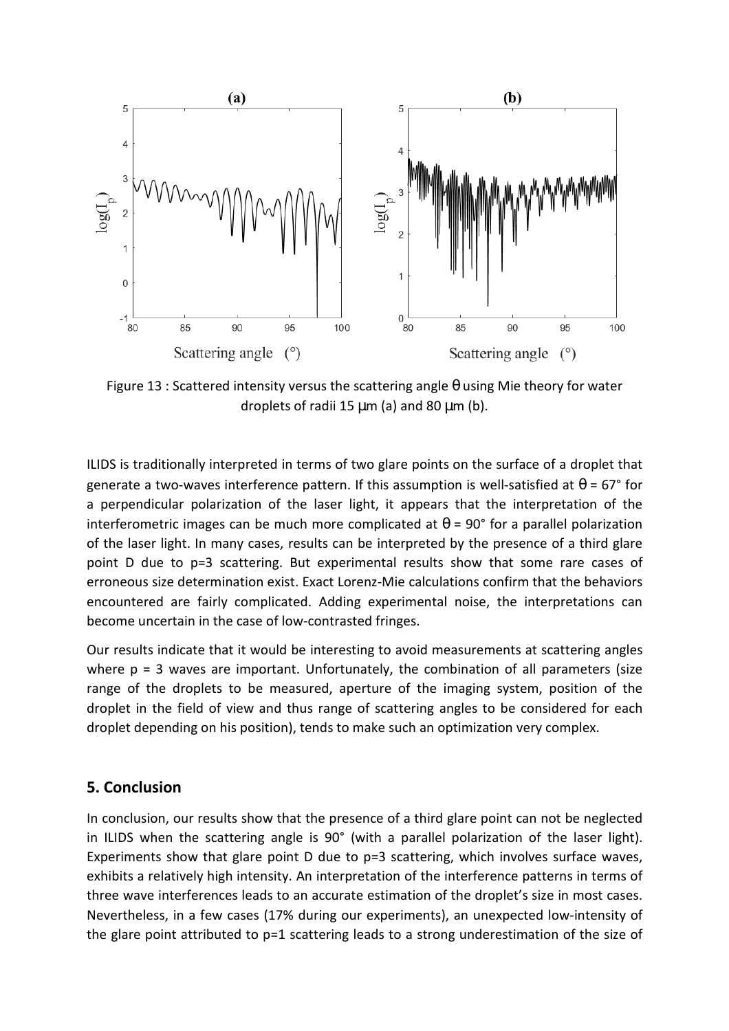Figure 13 : Scattered intensity versus the scattering angle θ using Mie theory for water droplets of radii 15 µm (a) and 80 µm (b).

ILIDS is traditionally interpreted in terms of two glare points on the surface of a droplet that generate a two-waves interference pattern. If this assumption is well-satisfied at θ = 67° for a perpendicular polarization of the laser light, it appears that the interpretation of the interferometric images can be much more complicated at θ = 90° for a parallel polarization of the laser light. In many cases, results can be interpreted by the presence of a third glare point D due to p=3 scattering. But experimental results show that some rare cases of erroneous size determination exist. Exact Lorenz-Mie calculations confirm that the behaviors encountered are fairly complicated. Adding experimental noise, the interpretations can become uncertain in the case of low-contrasted fringes.

Our results indicate that it would be interesting to avoid measurements at scattering angles where p = 3 waves are important. Unfortunately, the combination of all parameters (size range of the droplets to be measured, aperture of the imaging system, position of the droplet in the field of view and thus range of scattering angles to be considered for each droplet depending on his position), tends to make such an optimization very complex.

## 5. Conclusion

In conclusion, our results show that the presence of a third glare point can not be neglected in ILIDS when the scattering angle is 90° (with a parallel polarization of the laser light). Experiments show that glare point D due to p=3 scattering, which involves surface waves, exhibits a relatively high intensity. An interpretation of the interference patterns in terms of three wave interferences leads to an accurate estimation of the droplet's size in most cases. Nevertheless, in a few cases (17% during our experiments), an unexpected low-intensity of the glare point attributed to p=1 scattering leads to a strong underestimation of the size of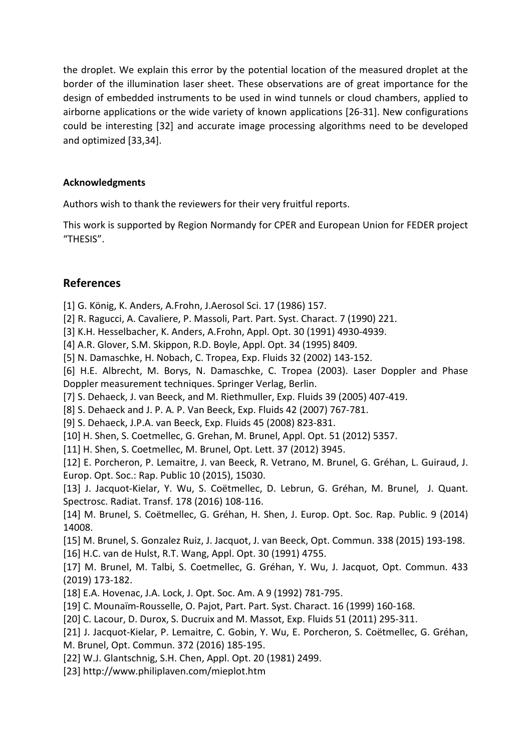the droplet. We explain this error by the potential location of the measured droplet at the border of the illumination laser sheet. These observations are of great importance for the design of embedded instruments to be used in wind tunnels or cloud chambers, applied to airborne applications or the wide variety of known applications [26-31]. New configurations could be interesting [32] and accurate image processing algorithms need to be developed and optimized [33,34].

**Acknowledgments**

Authors wish to thank the reviewers for their very fruitful reports.

This work is supported by Region Normandy for CPER and European Union for FEDER project "THESIS".

## References

[1] G. König, K. Anders, A.Frohn, J.Aerosol Sci. 17 (1986) 157.

[2] R. Ragucci, A. Cavaliere, P. Massoli, Part. Part. Syst. Charact. 7 (1990) 221.

[3] K.H. Hesselbacher, K. Anders, A.Frohn, Appl. Opt. 30 (1991) 4930-4939.

[4] A.R. Glover, S.M. Skippon, R.D. Boyle, Appl. Opt. 34 (1995) 8409.

[5] N. Damaschke, H. Nobach, C. Tropea, Exp. Fluids 32 (2002) 143-152.

[6] H.E. Albrecht, M. Borys, N. Damaschke, C. Tropea (2003). Laser Doppler and Phase Doppler measurement techniques. Springer Verlag, Berlin.

[7] S. Dehaeck, J. van Beeck, and M. Riethmuller, Exp. Fluids 39 (2005) 407-419.

[8] S. Dehaeck and J. P. A. P. Van Beeck, Exp. Fluids 42 (2007) 767-781.

[9] S. Dehaeck, J.P.A. van Beeck, Exp. Fluids 45 (2008) 823-831.

[10] H. Shen, S. Coetmellec, G. Grehan, M. Brunel, Appl. Opt. 51 (2012) 5357.

[11] H. Shen, S. Coetmellec, M. Brunel, Opt. Lett. 37 (2012) 3945.

[12] E. Porcheron, P. Lemaitre, J. van Beeck, R. Vetrano, M. Brunel, G. Gréhan, L. Guiraud, J. Europ. Opt. Soc.: Rap. Public 10 (2015), 15030.

[13] J. Jacquot-Kielar, Y. Wu, S. Coëtmellec, D. Lebrun, G. Gréhan, M. Brunel, J. Quant. Spectrosc. Radiat. Transf. 178 (2016) 108-116.

[14] M. Brunel, S. Coëtmellec, G. Gréhan, H. Shen, J. Europ. Opt. Soc. Rap. Public. 9 (2014) 14008.

[15] M. Brunel, S. Gonzalez Ruiz, J. Jacquot, J. van Beeck, Opt. Commun. 338 (2015) 193-198.

[16] H.C. van de Hulst, R.T. Wang, Appl. Opt. 30 (1991) 4755.

[17] M. Brunel, M. Talbi, S. Coetmellec, G. Gréhan, Y. Wu, J. Jacquot, Opt. Commun. 433 (2019) 173-182.

[18] E.A. Hovenac, J.A. Lock, J. Opt. Soc. Am. A 9 (1992) 781-795.

[19] C. Mounaïm-Rousselle, O. Pajot, Part. Part. Syst. Charact. 16 (1999) 160-168.

[20] C. Lacour, D. Durox, S. Ducruix and M. Massot, Exp. Fluids 51 (2011) 295-311.

[21] J. Jacquot-Kielar, P. Lemaitre, C. Gobin, Y. Wu, E. Porcheron, S. Coëtmellec, G. Gréhan, M. Brunel, Opt. Commun. 372 (2016) 185-195.

[22] W.J. Glantschnig, S.H. Chen, Appl. Opt. 20 (1981) 2499.

[23] http://www.philiplaven.com/mieplot.htm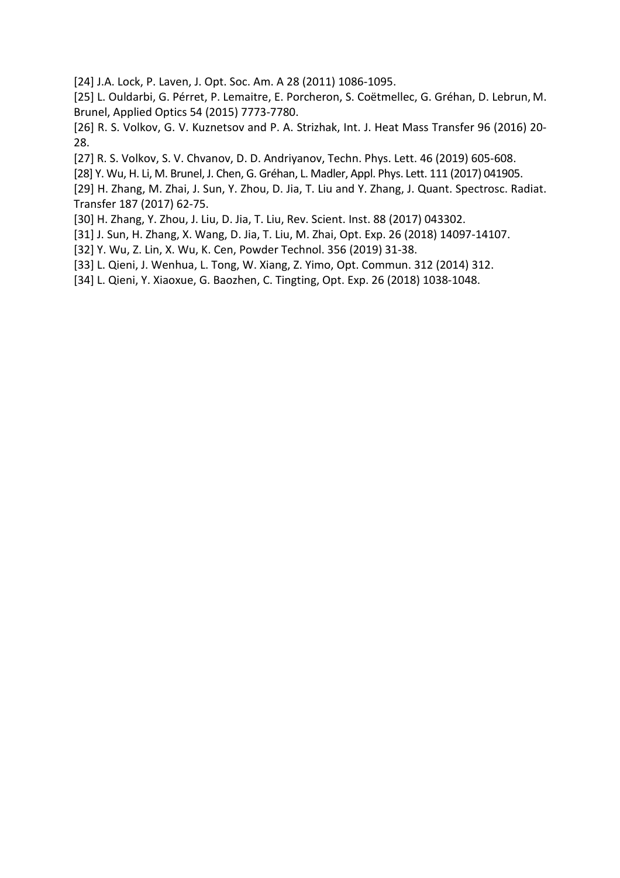[24] J.A. Lock, P. Laven, J. Opt. Soc. Am. A 28 (2011) 1086-1095.

[25] L. Ouldarbi, G. Pérret, P. Lemaitre, E. Porcheron, S. Coëtmellec, G. Gréhan, D. Lebrun, M. Brunel, Applied Optics 54 (2015) 7773-7780.

[26] R. S. Volkov, G. V. Kuznetsov and P. A. Strizhak, Int. J. Heat Mass Transfer 96 (2016) 20-28.

[27] R. S. Volkov, S. V. Chvanov, D. D. Andriyanov, Techn. Phys. Lett. 46 (2019) 605-608.

[28] Y. Wu, H. Li, M. Brunel, J. Chen, G. Gréhan, L. Madler, Appl. Phys. Lett. 111 (2017) 041905.

[29] H. Zhang, M. Zhai, J. Sun, Y. Zhou, D. Jia, T. Liu and Y. Zhang, J. Quant. Spectrosc. Radiat. Transfer 187 (2017) 62-75.

[30] H. Zhang, Y. Zhou, J. Liu, D. Jia, T. Liu, Rev. Scient. Inst. 88 (2017) 043302.

[31] J. Sun, H. Zhang, X. Wang, D. Jia, T. Liu, M. Zhai, Opt. Exp. 26 (2018) 14097-14107.

[32] Y. Wu, Z. Lin, X. Wu, K. Cen, Powder Technol. 356 (2019) 31-38.

[33] L. Qieni, J. Wenhua, L. Tong, W. Xiang, Z. Yimo, Opt. Commun. 312 (2014) 312.

[34] L. Qieni, Y. Xiaoxue, G. Baozhen, C. Tingting, Opt. Exp. 26 (2018) 1038-1048.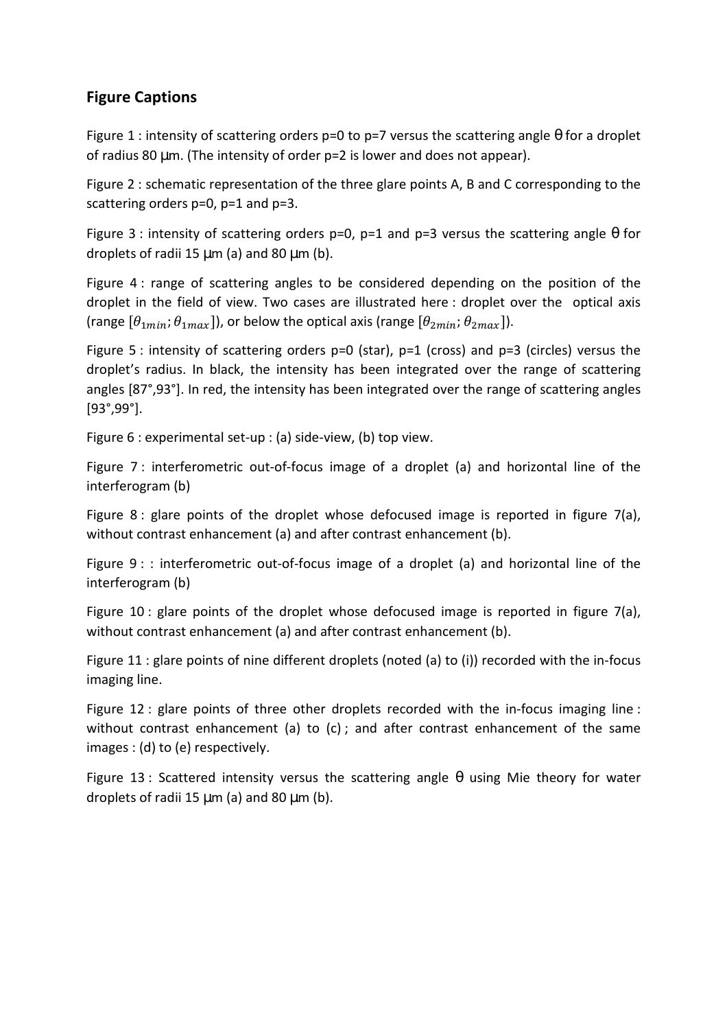## Figure Captions

Figure 1 : intensity of scattering orders p=0 to p=7 versus the scattering angle θ for a droplet of radius 80 µm. (The intensity of order p=2 is lower and does not appear).

Figure 2 : schematic representation of the three glare points A, B and C corresponding to the scattering orders p=0, p=1 and p=3.

Figure 3 : intensity of scattering orders p=0, p=1 and p=3 versus the scattering angle θ for droplets of radii 15 µm (a) and 80 µm (b).

Figure 4 : range of scattering angles to be considered depending on the position of the droplet in the field of view. Two cases are illustrated here : droplet over the optical axis (range $[\theta_{1min}; \theta_{1max}]$), or below the optical axis (range $[\theta_{2min}; \theta_{2max}]$).

Figure 5 : intensity of scattering orders p=0 (star), p=1 (cross) and p=3 (circles) versus the droplet's radius. In black, the intensity has been integrated over the range of scattering angles [87°,93°]. In red, the intensity has been integrated over the range of scattering angles [93°,99°].

Figure 6 : experimental set-up : (a) side-view, (b) top view.

Figure 7 : interferometric out-of-focus image of a droplet (a) and horizontal line of the interferogram (b)

Figure 8 : glare points of the droplet whose defocused image is reported in figure 7(a), without contrast enhancement (a) and after contrast enhancement (b).

Figure 9 : : interferometric out-of-focus image of a droplet (a) and horizontal line of the interferogram (b)

Figure 10 : glare points of the droplet whose defocused image is reported in figure 7(a), without contrast enhancement (a) and after contrast enhancement (b).

Figure 11 : glare points of nine different droplets (noted (a) to (i)) recorded with the in-focus imaging line.

Figure 12 : glare points of three other droplets recorded with the in-focus imaging line : without contrast enhancement (a) to (c) ; and after contrast enhancement of the same images : (d) to (e) respectively.

Figure 13 : Scattered intensity versus the scattering angle θ using Mie theory for water droplets of radii 15 µm (a) and 80 µm (b).